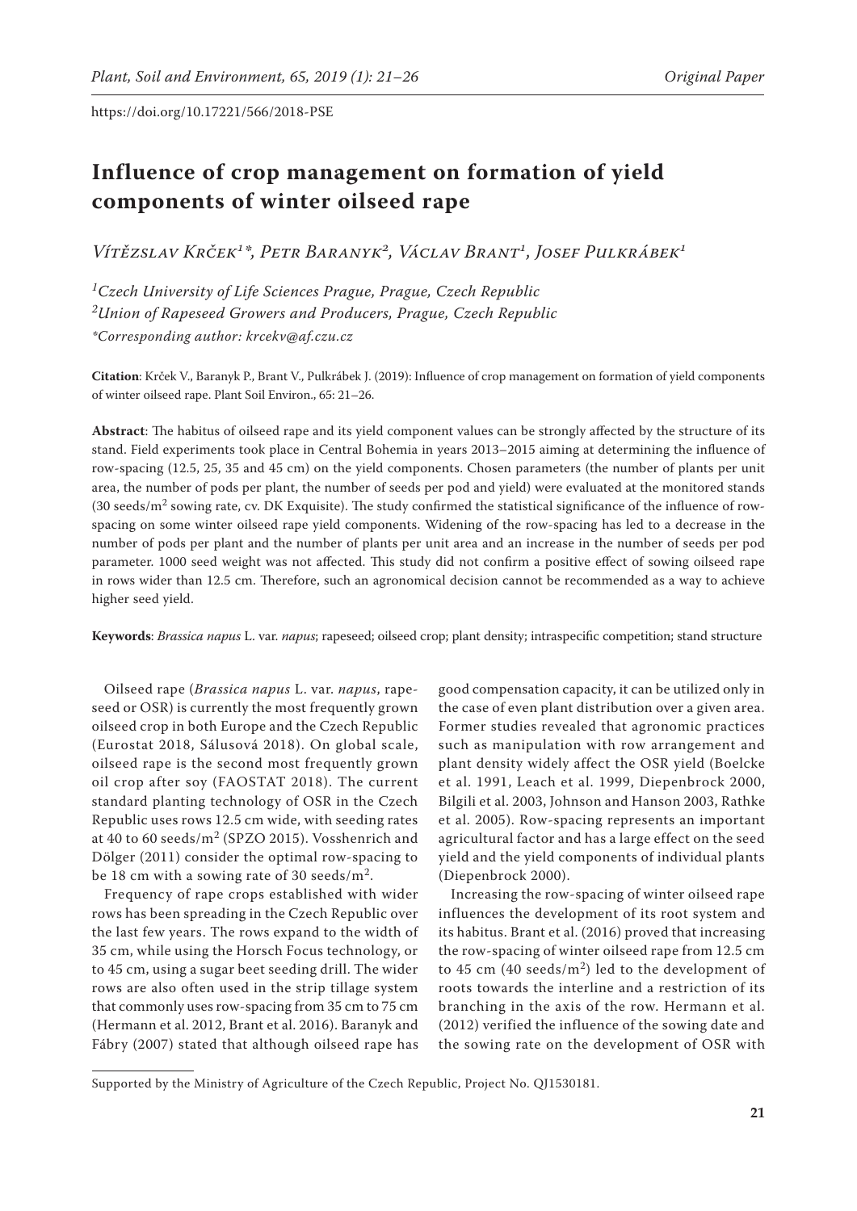# Influence of crop management on formation of yield components of winter oilseed rape

*Vítězslav Krček[1]\*, Petr Baranyk[2], Václav Brant[1], Josef Pulkrábek[1]*

[1]*Czech University of Life Sciences Prague, Prague, Czech Republic*
[2]*Union of Rapeseed Growers and Producers, Prague, Czech Republic*
*\*Corresponding author: krcekv@af.czu.cz*

**Citation**: Krček V., Baranyk P., Brant V., Pulkrábek J. (2019): Influence of crop management on formation of yield components of winter oilseed rape. Plant Soil Environ., 65: 21–26.

**Abstract**: The habitus of oilseed rape and its yield component values can be strongly affected by the structure of its stand. Field experiments took place in Central Bohemia in years 2013–2015 aiming at determining the influence of row-spacing (12.5, 25, 35 and 45 cm) on the yield components. Chosen parameters (the number of plants per unit area, the number of pods per plant, the number of seeds per pod and yield) were evaluated at the monitored stands (30 seeds/$m^2$ sowing rate, cv. DK Exquisite). The study confirmed the statistical significance of the influence of row-spacing on some winter oilseed rape yield components. Widening of the row-spacing has led to a decrease in the number of pods per plant and the number of plants per unit area and an increase in the number of seeds per pod parameter. 1000 seed weight was not affected. This study did not confirm a positive effect of sowing oilseed rape in rows wider than 12.5 cm. Therefore, such an agronomical decision cannot be recommended as a way to achieve higher seed yield.

**Keywords**: *Brassica napus* L. var. *napus*; rapeseed; oilseed crop; plant density; intraspecific competition; stand structure

Oilseed rape (*Brassica napus* L. var. *napus*, rapeseed or OSR) is currently the most frequently grown oilseed crop in both Europe and the Czech Republic (Eurostat 2018, Sálusová 2018). On global scale, oilseed rape is the second most frequently grown oil crop after soy (FAOSTAT 2018). The current standard planting technology of OSR in the Czech Republic uses rows 12.5 cm wide, with seeding rates at 40 to 60 seeds/$m^2$ (SPZO 2015). Vosshenrich and Dölger (2011) consider the optimal row-spacing to be 18 cm with a sowing rate of 30 seeds/$m^2$.

Frequency of rape crops established with wider rows has been spreading in the Czech Republic over the last few years. The rows expand to the width of 35 cm, while using the Horsch Focus technology, or to 45 cm, using a sugar beet seeding drill. The wider rows are also often used in the strip tillage system that commonly uses row-spacing from 35 cm to 75 cm (Hermann et al. 2012, Brant et al. 2016). Baranyk and Fábry (2007) stated that although oilseed rape has good compensation capacity, it can be utilized only in the case of even plant distribution over a given area. Former studies revealed that agronomic practices such as manipulation with row arrangement and plant density widely affect the OSR yield (Boelcke et al. 1991, Leach et al. 1999, Diepenbrock 2000, Bilgili et al. 2003, Johnson and Hanson 2003, Rathke et al. 2005). Row-spacing represents an important agricultural factor and has a large effect on the seed yield and the yield components of individual plants (Diepenbrock 2000).

Increasing the row-spacing of winter oilseed rape influences the development of its root system and its habitus. Brant et al. (2016) proved that increasing the row-spacing of winter oilseed rape from 12.5 cm to 45 cm (40 seeds/$m^2$) led to the development of roots towards the interline and a restriction of its branching in the axis of the row. Hermann et al. (2012) verified the influence of the sowing date and the sowing rate on the development of OSR with

Supported by the Ministry of Agriculture of the Czech Republic, Project No. QJ1530181.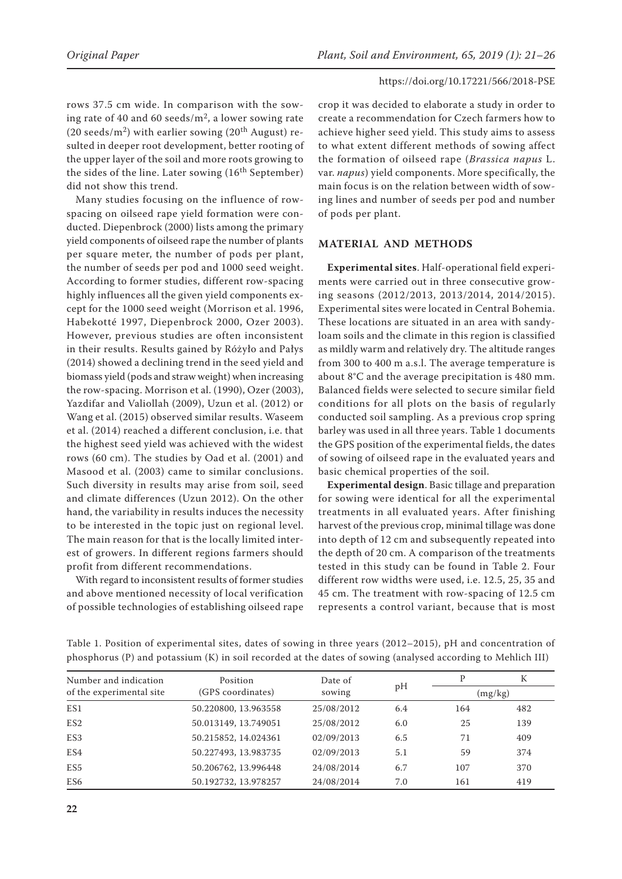rows 37.5 cm wide. In comparison with the sowing rate of 40 and 60 seeds/m$^2$, a lower sowing rate (20 seeds/m$^2$) with earlier sowing (20$^{th}$ August) resulted in deeper root development, better rooting of the upper layer of the soil and more roots growing to the sides of the line. Later sowing (16$^{th}$ September) did not show this trend.

Many studies focusing on the influence of row-spacing on oilseed rape yield formation were conducted. Diepenbrock (2000) lists among the primary yield components of oilseed rape the number of plants per square meter, the number of pods per plant, the number of seeds per pod and 1000 seed weight. According to former studies, different row-spacing highly influences all the given yield components except for the 1000 seed weight (Morrison et al. 1996, Habekotté 1997, Diepenbrock 2000, Ozer 2003). However, previous studies are often inconsistent in their results. Results gained by Różyło and Pałys (2014) showed a declining trend in the seed yield and biomass yield (pods and straw weight) when increasing the row-spacing. Morrison et al. (1990), Ozer (2003), Yazdifar and Valiollah (2009), Uzun et al. (2012) or Wang et al. (2015) observed similar results. Waseem et al. (2014) reached a different conclusion, i.e. that the highest seed yield was achieved with the widest rows (60 cm). The studies by Oad et al. (2001) and Masood et al. (2003) came to similar conclusions. Such diversity in results may arise from soil, seed and climate differences (Uzun 2012). On the other hand, the variability in results induces the necessity to be interested in the topic just on regional level. The main reason for that is the locally limited interest of growers. In different regions farmers should profit from different recommendations.

With regard to inconsistent results of former studies and above mentioned necessity of local verification of possible technologies of establishing oilseed rape crop it was decided to elaborate a study in order to create a recommendation for Czech farmers how to achieve higher seed yield. This study aims to assess to what extent different methods of sowing affect the formation of oilseed rape (*Brassica napus* L. var. *napus*) yield components. More specifically, the main focus is on the relation between width of sowing lines and number of seeds per pod and number of pods per plant.

## MATERIAL AND METHODS

**Experimental sites**. Half-operational field experiments were carried out in three consecutive growing seasons (2012/2013, 2013/2014, 2014/2015). Experimental sites were located in Central Bohemia. These locations are situated in an area with sandy-loam soils and the climate in this region is classified as mildly warm and relatively dry. The altitude ranges from 300 to 400 m a.s.l. The average temperature is about 8°C and the average precipitation is 480 mm. Balanced fields were selected to secure similar field conditions for all plots on the basis of regularly conducted soil sampling. As a previous crop spring barley was used in all three years. Table 1 documents the GPS position of the experimental fields, the dates of sowing of oilseed rape in the evaluated years and basic chemical properties of the soil.

**Experimental design**. Basic tillage and preparation for sowing were identical for all the experimental treatments in all evaluated years. After finishing harvest of the previous crop, minimal tillage was done into depth of 12 cm and subsequently repeated into the depth of 20 cm. A comparison of the treatments tested in this study can be found in Table 2. Four different row widths were used, i.e. 12.5, 25, 35 and 45 cm. The treatment with row-spacing of 12.5 cm represents a control variant, because that is most

Table 1. Position of experimental sites, dates of sowing in three years (2012–2015), pH and concentration of phosphorus (P) and potassium (K) in soil recorded at the dates of sowing (analysed according to Mehlich III)

| Number and indication of the experimental site | Position (GPS coordinates) | Date of sowing | pH | P | K |
|---|---|---|---|---|---|
| | | | | (mg/kg) | |
| ES1 | 50.220800, 13.963558 | 25/08/2012 | 6.4 | 164 | 482 |
| ES2 | 50.013149, 13.749051 | 25/08/2012 | 6.0 | 25 | 139 |
| ES3 | 50.215852, 14.024361 | 02/09/2013 | 6.5 | 71 | 409 |
| ES4 | 50.227493, 13.983735 | 02/09/2013 | 5.1 | 59 | 374 |
| ES5 | 50.206762, 13.996448 | 24/08/2014 | 6.7 | 107 | 370 |
| ES6 | 50.192732, 13.978257 | 24/08/2014 | 7.0 | 161 | 419 |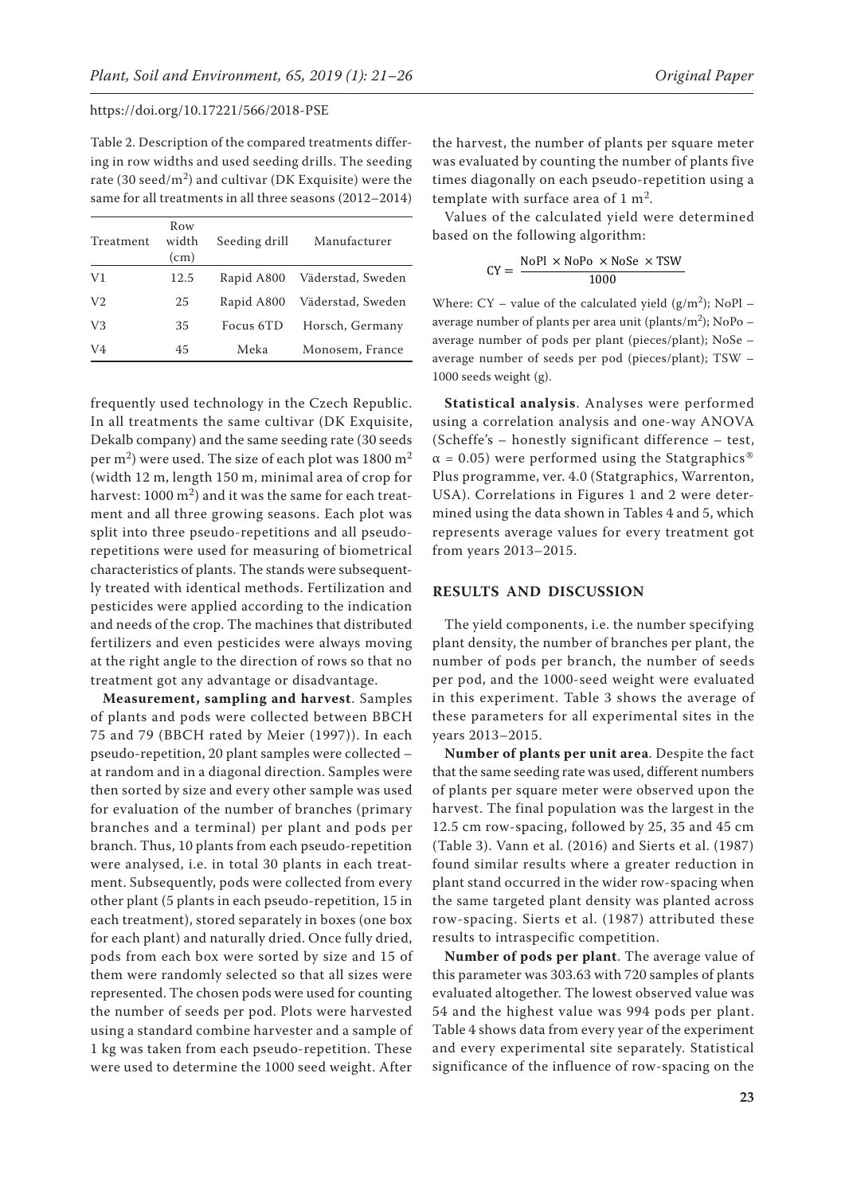Table 2. Description of the compared treatments differing in row widths and used seeding drills. The seeding rate (30 seed/m$^2$) and cultivar (DK Exquisite) were the same for all treatments in all three seasons (2012–2014)

| Treatment | Row width (cm) | Seeding drill | Manufacturer |
|---|---|---|---|
| V1 | 12.5 | Rapid A800 | Väderstad, Sweden |
| V2 | 25 | Rapid A800 | Väderstad, Sweden |
| V3 | 35 | Focus 6TD | Horsch, Germany |
| V4 | 45 | Meka | Monosem, France |

frequently used technology in the Czech Republic. In all treatments the same cultivar (DK Exquisite, Dekalb company) and the same seeding rate (30 seeds per m$^2$) were used. The size of each plot was 1800 m$^2$ (width 12 m, length 150 m, minimal area of crop for harvest: 1000 m$^2$) and it was the same for each treatment and all three growing seasons. Each plot was split into three pseudo-repetitions and all pseudo-repetitions were used for measuring of biometrical characteristics of plants. The stands were subsequently treated with identical methods. Fertilization and pesticides were applied according to the indication and needs of the crop. The machines that distributed fertilizers and even pesticides were always moving at the right angle to the direction of rows so that no treatment got any advantage or disadvantage.

**Measurement, sampling and harvest**. Samples of plants and pods were collected between BBCH 75 and 79 (BBCH rated by Meier (1997)). In each pseudo-repetition, 20 plant samples were collected – at random and in a diagonal direction. Samples were then sorted by size and every other sample was used for evaluation of the number of branches (primary branches and a terminal) per plant and pods per branch. Thus, 10 plants from each pseudo-repetition were analysed, i.e. in total 30 plants in each treatment. Subsequently, pods were collected from every other plant (5 plants in each pseudo-repetition, 15 in each treatment), stored separately in boxes (one box for each plant) and naturally dried. Once fully dried, pods from each box were sorted by size and 15 of them were randomly selected so that all sizes were represented. The chosen pods were used for counting the number of seeds per pod. Plots were harvested using a standard combine harvester and a sample of 1 kg was taken from each pseudo-repetition. These were used to determine the 1000 seed weight. After the harvest, the number of plants per square meter was evaluated by counting the number of plants five times diagonally on each pseudo-repetition using a template with surface area of 1 m$^2$.

Values of the calculated yield were determined based on the following algorithm:

$$CY = \frac{NoPl \times NoPo \times NoSe \times TSW}{1000}$$

Where: CY – value of the calculated yield (g/m$^2$); NoPl – average number of plants per area unit (plants/m$^2$); NoPo – average number of pods per plant (pieces/plant); NoSe – average number of seeds per pod (pieces/plant); TSW – 1000 seeds weight (g).

**Statistical analysis**. Analyses were performed using a correlation analysis and one-way ANOVA (Scheffe's – honestly significant difference – test, $\alpha = 0.05$) were performed using the Statgraphics® Plus programme, ver. 4.0 (Statgraphics, Warrenton, USA). Correlations in Figures 1 and 2 were determined using the data shown in Tables 4 and 5, which represents average values for every treatment got from years 2013–2015.

## RESULTS AND DISCUSSION

The yield components, i.e. the number specifying plant density, the number of branches per plant, the number of pods per branch, the number of seeds per pod, and the 1000-seed weight were evaluated in this experiment. Table 3 shows the average of these parameters for all experimental sites in the years 2013–2015.

**Number of plants per unit area**. Despite the fact that the same seeding rate was used, different numbers of plants per square meter were observed upon the harvest. The final population was the largest in the 12.5 cm row-spacing, followed by 25, 35 and 45 cm (Table 3). Vann et al. (2016) and Sierts et al. (1987) found similar results where a greater reduction in plant stand occurred in the wider row-spacing when the same targeted plant density was planted across row-spacing. Sierts et al. (1987) attributed these results to intraspecific competition.

**Number of pods per plant**. The average value of this parameter was 303.63 with 720 samples of plants evaluated altogether. The lowest observed value was 54 and the highest value was 994 pods per plant. Table 4 shows data from every year of the experiment and every experimental site separately. Statistical significance of the influence of row-spacing on the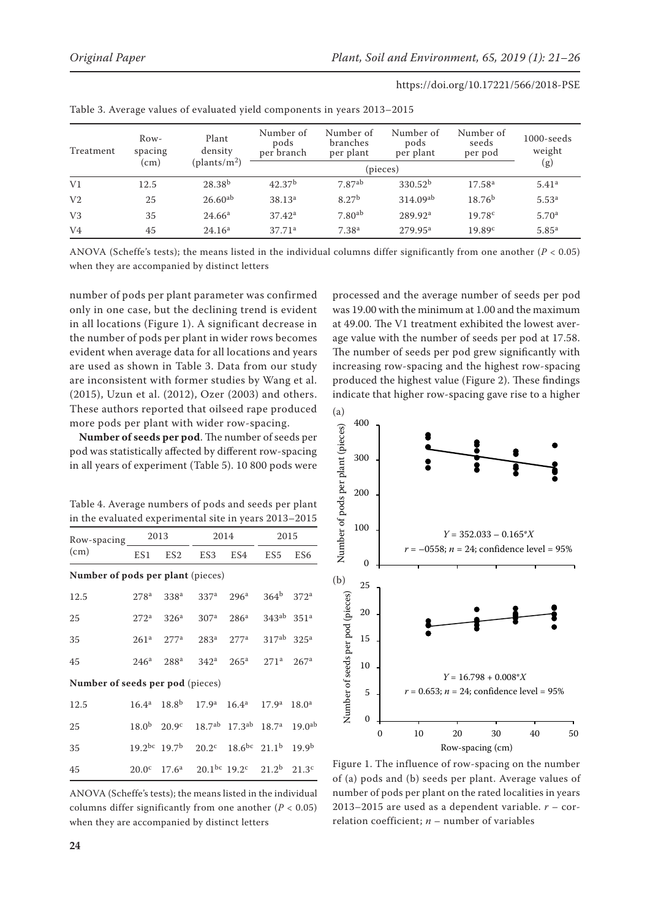Table 3. Average values of evaluated yield components in years 2013–2015

| Treatment | Row-spacing (cm) | Plant density (plants/m$^2$) | Number of pods per branch | Number of branches per plant | Number of pods per plant | Number of seeds per pod | 1000-seeds weight (g) |
|---|---|---|---|---|---|---|---|
| | | | (pieces) | | | | |
| V1 | 12.5 | 28.38$^b$ | 42.37$^b$ | 7.87$^{ab}$ | 330.52$^b$ | 17.58$^a$ | 5.41$^a$ |
| V2 | 25 | 26.60$^{ab}$ | 38.13$^a$ | 8.27$^b$ | 314.09$^{ab}$ | 18.76$^b$ | 5.53$^a$ |
| V3 | 35 | 24.66$^a$ | 37.42$^a$ | 7.80$^{ab}$ | 289.92$^a$ | 19.78$^c$ | 5.70$^a$ |
| V4 | 45 | 24.16$^a$ | 37.71$^a$ | 7.38$^a$ | 279.95$^a$ | 19.89$^c$ | 5.85$^a$ |

ANOVA (Scheffe's tests); the means listed in the individual columns differ significantly from one another ($P < 0.05$) when they are accompanied by distinct letters

number of pods per plant parameter was confirmed only in one case, but the declining trend is evident in all locations (Figure 1). A significant decrease in the number of pods per plant in wider rows becomes evident when average data for all locations and years are used as shown in Table 3. Data from our study are inconsistent with former studies by Wang et al. (2015), Uzun et al. (2012), Ozer (2003) and others. These authors reported that oilseed rape produced more pods per plant with wider row-spacing.

**Number of seeds per pod**. The number of seeds per pod was statistically affected by different row-spacing in all years of experiment (Table 5). 10 800 pods were processed and the average number of seeds per pod was 19.00 with the minimum at 1.00 and the maximum at 49.00. The V1 treatment exhibited the lowest average value with the number of seeds per pod at 17.58. The number of seeds per pod grew significantly with increasing row-spacing and the highest row-spacing produced the highest value (Figure 2). These findings indicate that higher row-spacing gave rise to a higher

Table 4. Average numbers of pods and seeds per plant in the evaluated experimental site in years 2013–2015

| Row-spacing (cm) | 2013 | | 2014 | | 2015 | |
|---|---|---|---|---|---|---|
| | ES1 | ES2 | ES3 | ES4 | ES5 | ES6 |
| **Number of pods per plant** (pieces) | | | | | | |
| 12.5 | 278$^a$ | 338$^a$ | 337$^a$ | 296$^a$ | 364$^b$ | 372$^a$ |
| 25 | 272$^a$ | 326$^a$ | 307$^a$ | 286$^a$ | 343$^{ab}$ | 351$^a$ |
| 35 | 261$^a$ | 277$^a$ | 283$^a$ | 277$^a$ | 317$^{ab}$ | 325$^a$ |
| 45 | 246$^a$ | 288$^a$ | 342$^a$ | 265$^a$ | 271$^a$ | 267$^a$ |
| **Number of seeds per pod** (pieces) | | | | | | |
| 12.5 | 16.4$^a$ | 18.8$^b$ | 17.9$^a$ | 16.4$^a$ | 17.9$^a$ | 18.0$^a$ |
| 25 | 18.0$^b$ | 20.9$^c$ | 18.7$^{ab}$ | 17.3$^{ab}$ | 18.7$^a$ | 19.0$^{ab}$ |
| 35 | 19.2$^{bc}$ | 19.7$^b$ | 20.2$^c$ | 18.6$^{bc}$ | 21.1$^b$ | 19.9$^b$ |
| 45 | 20.0$^c$ | 17.6$^a$ | 20.1$^{bc}$ | 19.2$^c$ | 21.2$^b$ | 21.3$^c$ |

ANOVA (Scheffe's tests); the means listed in the individual columns differ significantly from one another ($P < 0.05$) when they are accompanied by distinct letters

(a)
Number of pods per plant (pieces)
400
300
200
100
0
$Y = 352.033 – 0.165*X$
$r = –0558$; $n = 24$; confidence level = 95%

(b)
Number of seeds per pod (pieces)
25
20
15
10
5
0
$Y = 16.798 + 0.008*X$
$r = 0.653$; $n = 24$; confidence level = 95%
0 10 20 30 40 50
Row-spacing (cm)

Figure 1. The influence of row-spacing on the number of (a) pods and (b) seeds per plant. Average values of number of pods per plant on the rated localities in years 2013–2015 are used as a dependent variable. $r$ – correlation coefficient; $n$ – number of variables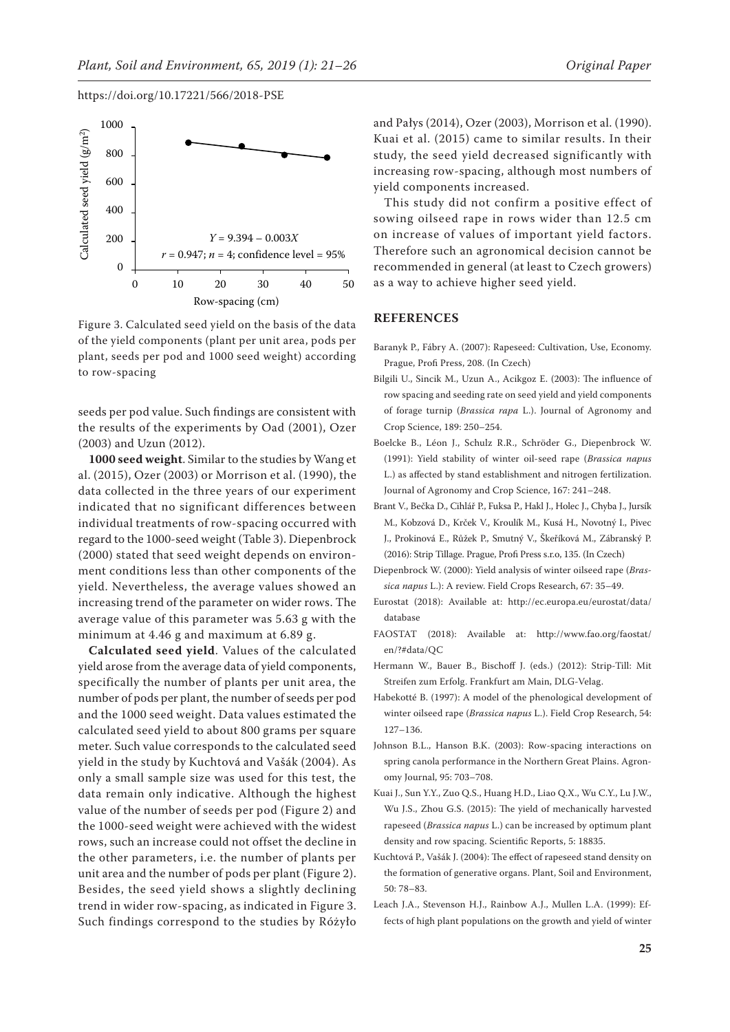https://doi.org/10.17221/566/2018-PSE

Calculated seed yield (g/m²)

1000
800
600
400
200
0

0 10 20 30 40 50

Row-spacing (cm)

$Y = 9.394 - 0.003X$

$r = 0.947$; $n = 4$; confidence level = 95%

Figure 3. Calculated seed yield on the basis of the data of the yield components (plant per unit area, pods per plant, seeds per pod and 1000 seed weight) according to row-spacing

seeds per pod value. Such findings are consistent with the results of the experiments by Oad (2001), Ozer (2003) and Uzun (2012).

**1000 seed weight**. Similar to the studies by Wang et al. (2015), Ozer (2003) or Morrison et al. (1990), the data collected in the three years of our experiment indicated that no significant differences between individual treatments of row-spacing occurred with regard to the 1000-seed weight (Table 3). Diepenbrock (2000) stated that seed weight depends on environment conditions less than other components of the yield. Nevertheless, the average values showed an increasing trend of the parameter on wider rows. The average value of this parameter was 5.63 g with the minimum at 4.46 g and maximum at 6.89 g.

**Calculated seed yield**. Values of the calculated yield arose from the average data of yield components, specifically the number of plants per unit area, the number of pods per plant, the number of seeds per pod and the 1000 seed weight. Data values estimated the calculated seed yield to about 800 grams per square meter. Such value corresponds to the calculated seed yield in the study by Kuchtová and Vašák (2004). As only a small sample size was used for this test, the data remain only indicative. Although the highest value of the number of seeds per pod (Figure 2) and the 1000-seed weight were achieved with the widest rows, such an increase could not offset the decline in the other parameters, i.e. the number of plants per unit area and the number of pods per plant (Figure 2). Besides, the seed yield shows a slightly declining trend in wider row-spacing, as indicated in Figure 3. Such findings correspond to the studies by Różyło and Pałys (2014), Ozer (2003), Morrison et al. (1990). Kuai et al. (2015) came to similar results. In their study, the seed yield decreased significantly with increasing row-spacing, although most numbers of yield components increased.

This study did not confirm a positive effect of sowing oilseed rape in rows wider than 12.5 cm on increase of values of important yield factors. Therefore such an agronomical decision cannot be recommended in general (at least to Czech growers) as a way to achieve higher seed yield.

## REFERENCES

Baranyk P., Fábry A. (2007): Rapeseed: Cultivation, Use, Economy. Prague, Profi Press, 208. (In Czech)

Bilgili U., Sincik M., Uzun A., Acikgoz E. (2003): The influence of row spacing and seeding rate on seed yield and yield components of forage turnip (*Brassica rapa* L.). Journal of Agronomy and Crop Science, 189: 250–254.

Boelcke B., Léon J., Schulz R.R., Schröder G., Diepenbrock W. (1991): Yield stability of winter oil-seed rape (*Brassica napus* L.) as affected by stand establishment and nitrogen fertilization. Journal of Agronomy and Crop Science, 167: 241–248.

Brant V., Bečka D., Cihlář P., Fuksa P., Hakl J., Holec J., Chyba J., Jursík M., Kobzová D., Krček V., Kroulík M., Kusá H., Novotný I., Pivec J., Prokinová E., Růžek P., Smutný V., Škeříková M., Zábranský P. (2016): Strip Tillage. Prague, Profi Press s.r.o, 135. (In Czech)

Diepenbrock W. (2000): Yield analysis of winter oilseed rape (*Brassica napus* L.): A review. Field Crops Research, 67: 35–49.

Eurostat (2018): Available at: http://ec.europa.eu/eurostat/data/database

FAOSTAT (2018): Available at: http://www.fao.org/faostat/en/?#data/QC

Hermann W., Bauer B., Bischoff J. (eds.) (2012): Strip-Till: Mit Streifen zum Erfolg. Frankfurt am Main, DLG-Velag.

Habekotté B. (1997): A model of the phenological development of winter oilseed rape (*Brassica napus* L.). Field Crop Research, 54: 127–136.

Johnson B.L., Hanson B.K. (2003): Row-spacing interactions on spring canola performance in the Northern Great Plains. Agronomy Journal, 95: 703–708.

Kuai J., Sun Y.Y., Zuo Q.S., Huang H.D., Liao Q.X., Wu C.Y., Lu J.W., Wu J.S., Zhou G.S. (2015): The yield of mechanically harvested rapeseed (*Brassica napus* L.) can be increased by optimum plant density and row spacing. Scientific Reports, 5: 18835.

Kuchtová P., Vašák J. (2004): The effect of rapeseed stand density on the formation of generative organs. Plant, Soil and Environment, 50: 78–83.

Leach J.A., Stevenson H.J., Rainbow A.J., Mullen L.A. (1999): Effects of high plant populations on the growth and yield of winter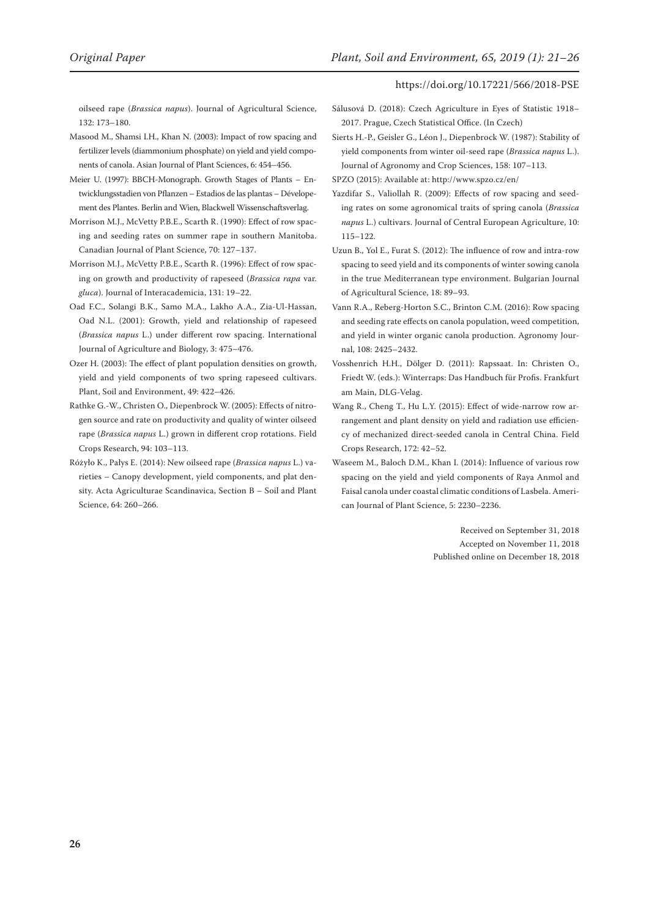oilseed rape (*Brassica napus*). Journal of Agricultural Science, 132: 173–180.

Masood M., Shamsi I.H., Khan N. (2003): Impact of row spacing and fertilizer levels (diammonium phosphate) on yield and yield components of canola. Asian Journal of Plant Sciences, 6: 454–456.

Meier U. (1997): BBCH-Monograph. Growth Stages of Plants – Entwicklungsstadien von Pflanzen – Estadios de las plantas – Dévelopement des Plantes. Berlin and Wien, Blackwell Wissenschaftsverlag.

Morrison M.J., McVetty P.B.E., Scarth R. (1990): Effect of row spacing and seeding rates on summer rape in southern Manitoba. Canadian Journal of Plant Science, 70: 127–137.

Morrison M.J., McVetty P.B.E., Scarth R. (1996): Effect of row spacing on growth and productivity of rapeseed (*Brassica rapa* var. *gluca*). Journal of Interacademicia, 131: 19–22.

Oad F.C., Solangi B.K., Samo M.A., Lakho A.A., Zia-Ul-Hassan, Oad N.L. (2001): Growth, yield and relationship of rapeseed (*Brassica napus* L.) under different row spacing. International Journal of Agriculture and Biology, 3: 475–476.

Ozer H. (2003): The effect of plant population densities on growth, yield and yield components of two spring rapeseed cultivars. Plant, Soil and Environment, 49: 422–426.

Rathke G.-W., Christen O., Diepenbrock W. (2005): Effects of nitrogen source and rate on productivity and quality of winter oilseed rape (*Brassica napus* L.) grown in different crop rotations. Field Crops Research, 94: 103–113.

Różyło K., Pałys E. (2014): New oilseed rape (*Brassica napus* L.) varieties – Canopy development, yield components, and plat density. Acta Agriculturae Scandinavica, Section B – Soil and Plant Science, 64: 260–266.

Sálusová D. (2018): Czech Agriculture in Eyes of Statistic 1918–2017. Prague, Czech Statistical Office. (In Czech)

Sierts H.-P., Geisler G., Léon J., Diepenbrock W. (1987): Stability of yield components from winter oil-seed rape (*Brassica napus* L.). Journal of Agronomy and Crop Sciences, 158: 107–113.

SPZO (2015): Available at: http://www.spzo.cz/en/

Yazdifar S., Valiollah R. (2009): Effects of row spacing and seeding rates on some agronomical traits of spring canola (*Brassica napus* L.) cultivars. Journal of Central European Agriculture, 10: 115–122.

Uzun B., Yol E., Furat S. (2012): The influence of row and intra-row spacing to seed yield and its components of winter sowing canola in the true Mediterranean type environment. Bulgarian Journal of Agricultural Science, 18: 89–93.

Vann R.A., Reberg-Horton S.C., Brinton C.M. (2016): Row spacing and seeding rate effects on canola population, weed competition, and yield in winter organic canola production. Agronomy Journal, 108: 2425–2432.

Vosshenrich H.H., Dölger D. (2011): Rapssaat. In: Christen O., Friedt W. (eds.): Winterraps: Das Handbuch für Profis. Frankfurt am Main, DLG-Velag.

Wang R., Cheng T., Hu L.Y. (2015): Effect of wide-narrow row arrangement and plant density on yield and radiation use efficiency of mechanized direct-seeded canola in Central China. Field Crops Research, 172: 42–52.

Waseem M., Baloch D.M., Khan I. (2014): Influence of various row spacing on the yield and yield components of Raya Anmol and Faisal canola under coastal climatic conditions of Lasbela. American Journal of Plant Science, 5: 2230–2236.

Received on September 31, 2018
Accepted on November 11, 2018
Published online on December 18, 2018